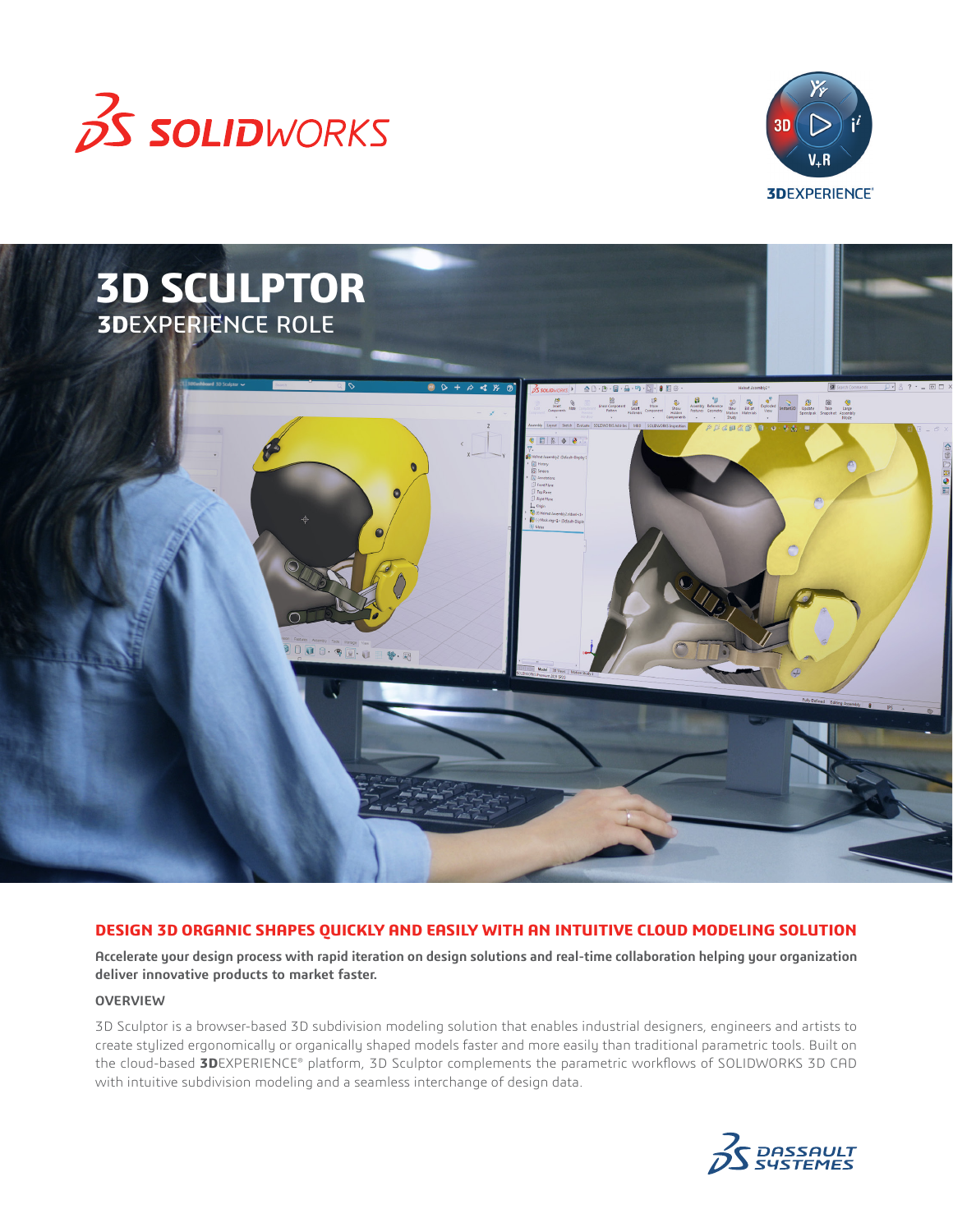# 3D SCULPTOR

## 3DEXPERIENCE ROLE

## DESIGN 3D ORGANIC SHAPES QUICKLY AND EASILY WITH AN INTUITIVE CLOUD MODELING SOLUTION

**Accelerate your design process with rapid iteration on design solutions and real-time collaboration helping your organization deliver innovative products to market faster.**

### OVERVIEW

3D Sculptor is a browser-based 3D subdivision modeling solution that enables industrial designers, engineers and artists to create stylized ergonomically or organically shaped models faster and more easily than traditional parametric tools. Built on the cloud-based **3D**EXPERIENCE® platform, 3D Sculptor complements the parametric workflows of SOLIDWORKS 3D CAD with intuitive subdivision modeling and a seamless interchange of design data.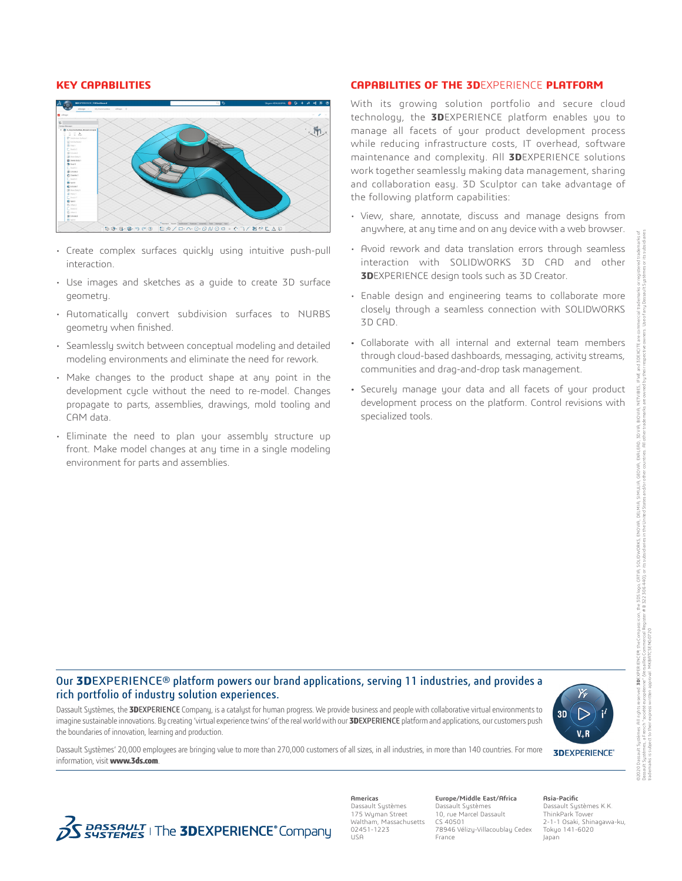## KEY CAPABILITIES

- Create complex surfaces quickly using intuitive push-pull interaction.
- Use images and sketches as a guide to create 3D surface geometry.
- Automatically convert subdivision surfaces to NURBS geometry when finished.
- Seamlessly switch between conceptual modeling and detailed modeling environments and eliminate the need for rework.
- Make changes to the product shape at any point in the development cycle without the need to re-model. Changes propagate to parts, assemblies, drawings, mold tooling and CAM data.
- Eliminate the need to plan your assembly structure up front. Make model changes at any time in a single modeling environment for parts and assemblies.

## CAPABILITIES OF THE 3DEXPERIENCE PLATFORM

With its growing solution portfolio and secure cloud technology, the **3D**EXPERIENCE platform enables you to manage all facets of your product development process while reducing infrastructure costs, IT overhead, software maintenance and complexity. All **3D**EXPERIENCE solutions work together seamlessly making data management, sharing and collaboration easy. 3D Sculptor can take advantage of the following platform capabilities:

- View, share, annotate, discuss and manage designs from anywhere, at any time and on any device with a web browser.
- Avoid rework and data translation errors through seamless interaction with SOLIDWORKS 3D CAD and other **3D**EXPERIENCE design tools such as 3D Creator.
- Enable design and engineering teams to collaborate more closely through a seamless connection with SOLIDWORKS 3D CAD.
- Collaborate with all internal and external team members through cloud-based dashboards, messaging, activity streams, communities and drag-and-drop task management.
- Securely manage your data and all facets of your product development process on the platform. Control revisions with specialized tools.

## Our 3DEXPERIENCE® platform powers our brand applications, serving 11 industries, and provides a rich portfolio of industry solution experiences.

Dassault Systèmes, the **3D**EXPERIENCE Company, is a catalyst for human progress. We provide business and people with collaborative virtual environments to imagine sustainable innovations. By creating 'virtual experience twins' of the real world with our **3D**EXPERIENCE platform and applications, our customers push the boundaries of innovation, learning and production.

Dassault Systèmes' 20,000 employees are bringing value to more than 270,000 customers of all sizes, in all industries, in more than 140 countries. For more information, visit **www.3ds.com**.

**Americas**
Dassault Systèmes
175 Wyman Street
Waltham, Massachusetts
02451-1223
USA

**Europe/Middle East/Africa**
Dassault Systèmes
10, rue Marcel Dassault
CS 40501
78946 Vélizy-Villacoublay Cedex
France

**Asia-Pacific**
Dassault Systèmes K.K.
ThinkPark Tower
2-1-1 Osaki, Shinagawa-ku,
Tokyo 141-6020
Japan